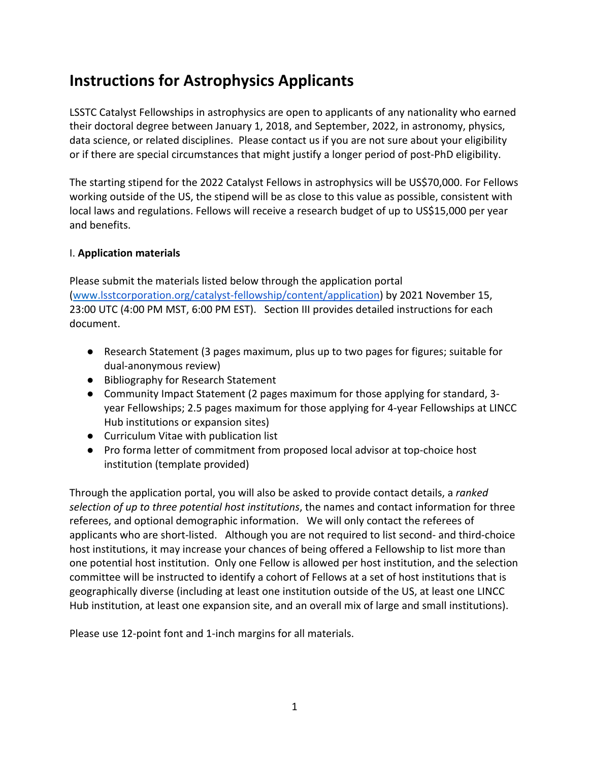# Instructions for Astrophysics Applicants

LSSTC Catalyst Fellowships in astrophysics are open to applicants of any nationality who earned their doctoral degree between January 1, 2018, and September, 2022, in astronomy, physics, data science, or related disciplines. Please contact us if you are not sure about your eligibility or if there are special circumstances that might justify a longer period of post-PhD eligibility.

The starting stipend for the 2022 Catalyst Fellows in astrophysics will be US$70,000. For Fellows working outside of the US, the stipend will be as close to this value as possible, consistent with local laws and regulations. Fellows will receive a research budget of up to US$15,000 per year and benefits.

I. **Application materials**

Please submit the materials listed below through the application portal ([www.lsstcorporation.org/catalyst-fellowship/content/application](www.lsstcorporation.org/catalyst-fellowship/content/application)) by 2021 November 15, 23:00 UTC (4:00 PM MST, 6:00 PM EST). Section III provides detailed instructions for each document.

- Research Statement (3 pages maximum, plus up to two pages for figures; suitable for dual-anonymous review)
- Bibliography for Research Statement
- Community Impact Statement (2 pages maximum for those applying for standard, 3-year Fellowships; 2.5 pages maximum for those applying for 4-year Fellowships at LINCC Hub institutions or expansion sites)
- Curriculum Vitae with publication list
- Pro forma letter of commitment from proposed local advisor at top-choice host institution (template provided)

Through the application portal, you will also be asked to provide contact details, a *ranked selection of up to three potential host institutions*, the names and contact information for three referees, and optional demographic information. We will only contact the referees of applicants who are short-listed. Although you are not required to list second- and third-choice host institutions, it may increase your chances of being offered a Fellowship to list more than one potential host institution. Only one Fellow is allowed per host institution, and the selection committee will be instructed to identify a cohort of Fellows at a set of host institutions that is geographically diverse (including at least one institution outside of the US, at least one LINCC Hub institution, at least one expansion site, and an overall mix of large and small institutions).

Please use 12-point font and 1-inch margins for all materials.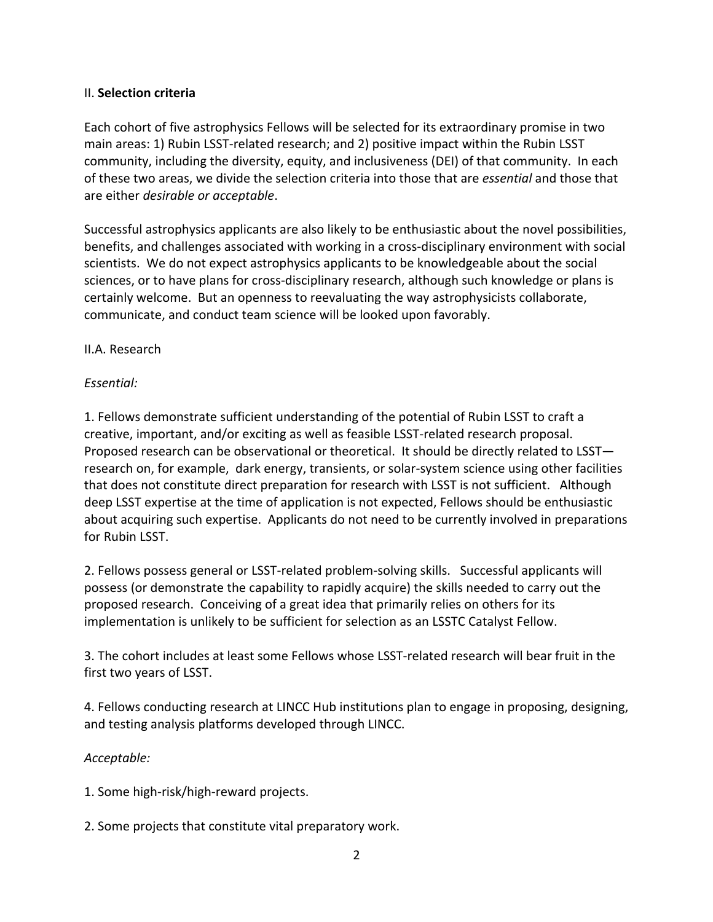## II. **Selection criteria**

Each cohort of five astrophysics Fellows will be selected for its extraordinary promise in two main areas: 1) Rubin LSST-related research; and 2) positive impact within the Rubin LSST community, including the diversity, equity, and inclusiveness (DEI) of that community. In each of these two areas, we divide the selection criteria into those that are *essential* and those that are either *desirable or acceptable*.

Successful astrophysics applicants are also likely to be enthusiastic about the novel possibilities, benefits, and challenges associated with working in a cross-disciplinary environment with social scientists. We do not expect astrophysics applicants to be knowledgeable about the social sciences, or to have plans for cross-disciplinary research, although such knowledge or plans is certainly welcome. But an openness to reevaluating the way astrophysicists collaborate, communicate, and conduct team science will be looked upon favorably.

### II.A. Research

*Essential:*

1. Fellows demonstrate sufficient understanding of the potential of Rubin LSST to craft a creative, important, and/or exciting as well as feasible LSST-related research proposal. Proposed research can be observational or theoretical. It should be directly related to LSST—research on, for example, dark energy, transients, or solar-system science using other facilities that does not constitute direct preparation for research with LSST is not sufficient. Although deep LSST expertise at the time of application is not expected, Fellows should be enthusiastic about acquiring such expertise. Applicants do not need to be currently involved in preparations for Rubin LSST.

2. Fellows possess general or LSST-related problem-solving skills. Successful applicants will possess (or demonstrate the capability to rapidly acquire) the skills needed to carry out the proposed research. Conceiving of a great idea that primarily relies on others for its implementation is unlikely to be sufficient for selection as an LSSTC Catalyst Fellow.

3. The cohort includes at least some Fellows whose LSST-related research will bear fruit in the first two years of LSST.

4. Fellows conducting research at LINCC Hub institutions plan to engage in proposing, designing, and testing analysis platforms developed through LINCC.

*Acceptable:*

1. Some high-risk/high-reward projects.

2. Some projects that constitute vital preparatory work.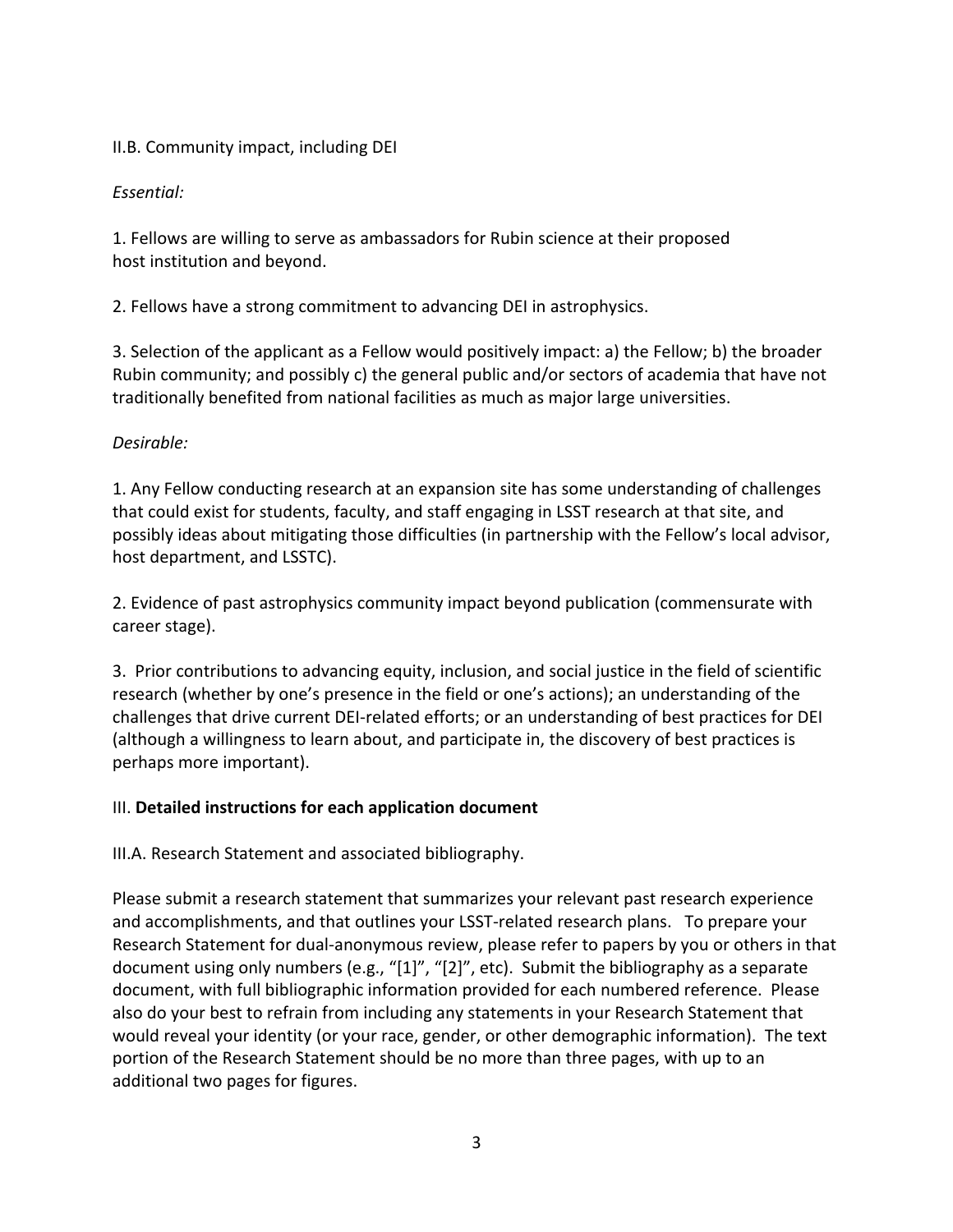II.B. Community impact, including DEI

*Essential:*

1. Fellows are willing to serve as ambassadors for Rubin science at their proposed host institution and beyond.

2. Fellows have a strong commitment to advancing DEI in astrophysics.

3. Selection of the applicant as a Fellow would positively impact: a) the Fellow; b) the broader Rubin community; and possibly c) the general public and/or sectors of academia that have not traditionally benefited from national facilities as much as major large universities.

*Desirable:*

1. Any Fellow conducting research at an expansion site has some understanding of challenges that could exist for students, faculty, and staff engaging in LSST research at that site, and possibly ideas about mitigating those difficulties (in partnership with the Fellow's local advisor, host department, and LSSTC).

2. Evidence of past astrophysics community impact beyond publication (commensurate with career stage).

3. Prior contributions to advancing equity, inclusion, and social justice in the field of scientific research (whether by one's presence in the field or one's actions); an understanding of the challenges that drive current DEI-related efforts; or an understanding of best practices for DEI (although a willingness to learn about, and participate in, the discovery of best practices is perhaps more important).

## III. **Detailed instructions for each application document**

III.A. Research Statement and associated bibliography.

Please submit a research statement that summarizes your relevant past research experience and accomplishments, and that outlines your LSST-related research plans. To prepare your Research Statement for dual-anonymous review, please refer to papers by you or others in that document using only numbers (e.g., "[1]", "[2]", etc). Submit the bibliography as a separate document, with full bibliographic information provided for each numbered reference. Please also do your best to refrain from including any statements in your Research Statement that would reveal your identity (or your race, gender, or other demographic information). The text portion of the Research Statement should be no more than three pages, with up to an additional two pages for figures.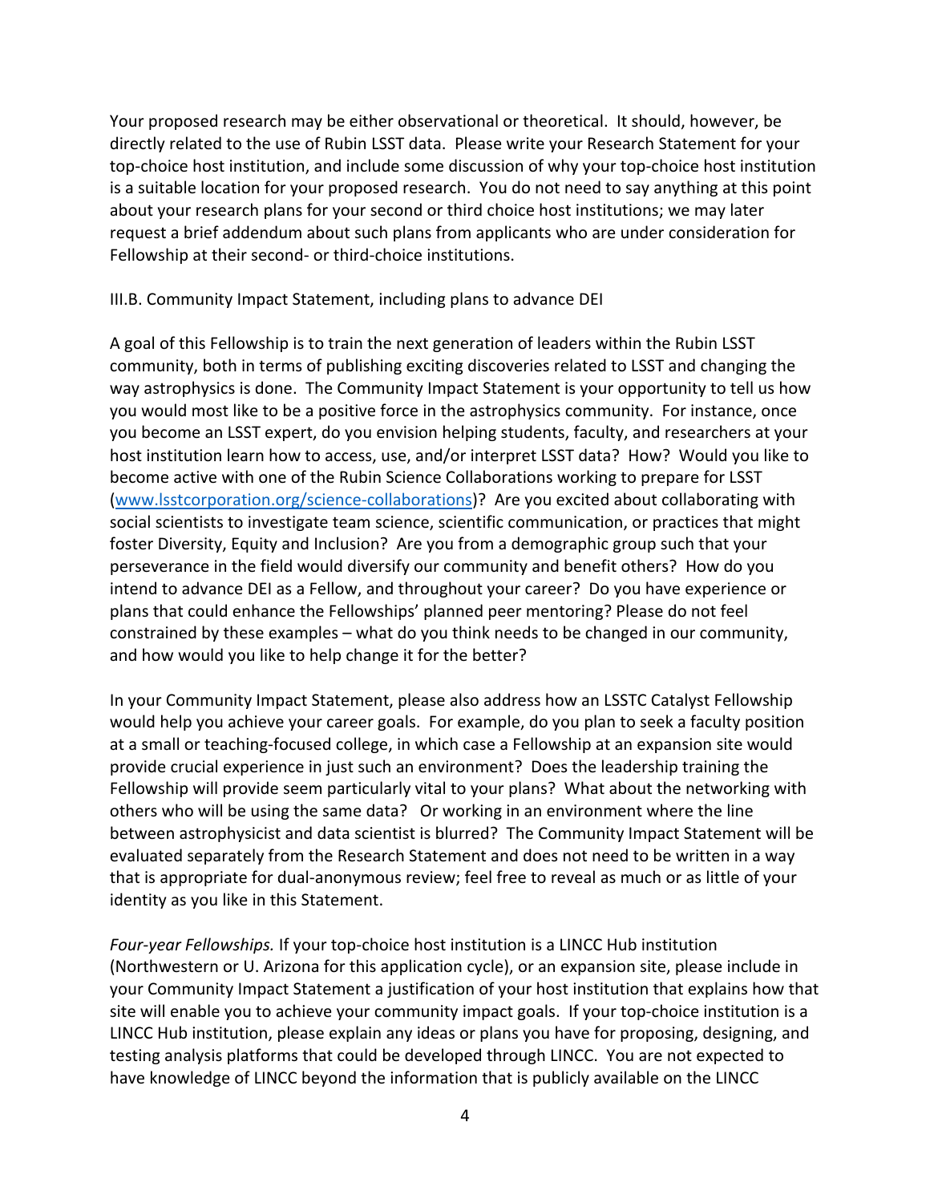Your proposed research may be either observational or theoretical. It should, however, be directly related to the use of Rubin LSST data. Please write your Research Statement for your top-choice host institution, and include some discussion of why your top-choice host institution is a suitable location for your proposed research. You do not need to say anything at this point about your research plans for your second or third choice host institutions; we may later request a brief addendum about such plans from applicants who are under consideration for Fellowship at their second- or third-choice institutions.

III.B. Community Impact Statement, including plans to advance DEI

A goal of this Fellowship is to train the next generation of leaders within the Rubin LSST community, both in terms of publishing exciting discoveries related to LSST and changing the way astrophysics is done. The Community Impact Statement is your opportunity to tell us how you would most like to be a positive force in the astrophysics community. For instance, once you become an LSST expert, do you envision helping students, faculty, and researchers at your host institution learn how to access, use, and/or interpret LSST data? How? Would you like to become active with one of the Rubin Science Collaborations working to prepare for LSST ([www.lsstcorporation.org/science-collaborations](www.lsstcorporation.org/science-collaborations))? Are you excited about collaborating with social scientists to investigate team science, scientific communication, or practices that might foster Diversity, Equity and Inclusion? Are you from a demographic group such that your perseverance in the field would diversify our community and benefit others? How do you intend to advance DEI as a Fellow, and throughout your career? Do you have experience or plans that could enhance the Fellowships' planned peer mentoring? Please do not feel constrained by these examples – what do you think needs to be changed in our community, and how would you like to help change it for the better?

In your Community Impact Statement, please also address how an LSSTC Catalyst Fellowship would help you achieve your career goals. For example, do you plan to seek a faculty position at a small or teaching-focused college, in which case a Fellowship at an expansion site would provide crucial experience in just such an environment? Does the leadership training the Fellowship will provide seem particularly vital to your plans? What about the networking with others who will be using the same data? Or working in an environment where the line between astrophysicist and data scientist is blurred? The Community Impact Statement will be evaluated separately from the Research Statement and does not need to be written in a way that is appropriate for dual-anonymous review; feel free to reveal as much or as little of your identity as you like in this Statement.

*Four-year Fellowships.* If your top-choice host institution is a LINCC Hub institution (Northwestern or U. Arizona for this application cycle), or an expansion site, please include in your Community Impact Statement a justification of your host institution that explains how that site will enable you to achieve your community impact goals. If your top-choice institution is a LINCC Hub institution, please explain any ideas or plans you have for proposing, designing, and testing analysis platforms that could be developed through LINCC. You are not expected to have knowledge of LINCC beyond the information that is publicly available on the LINCC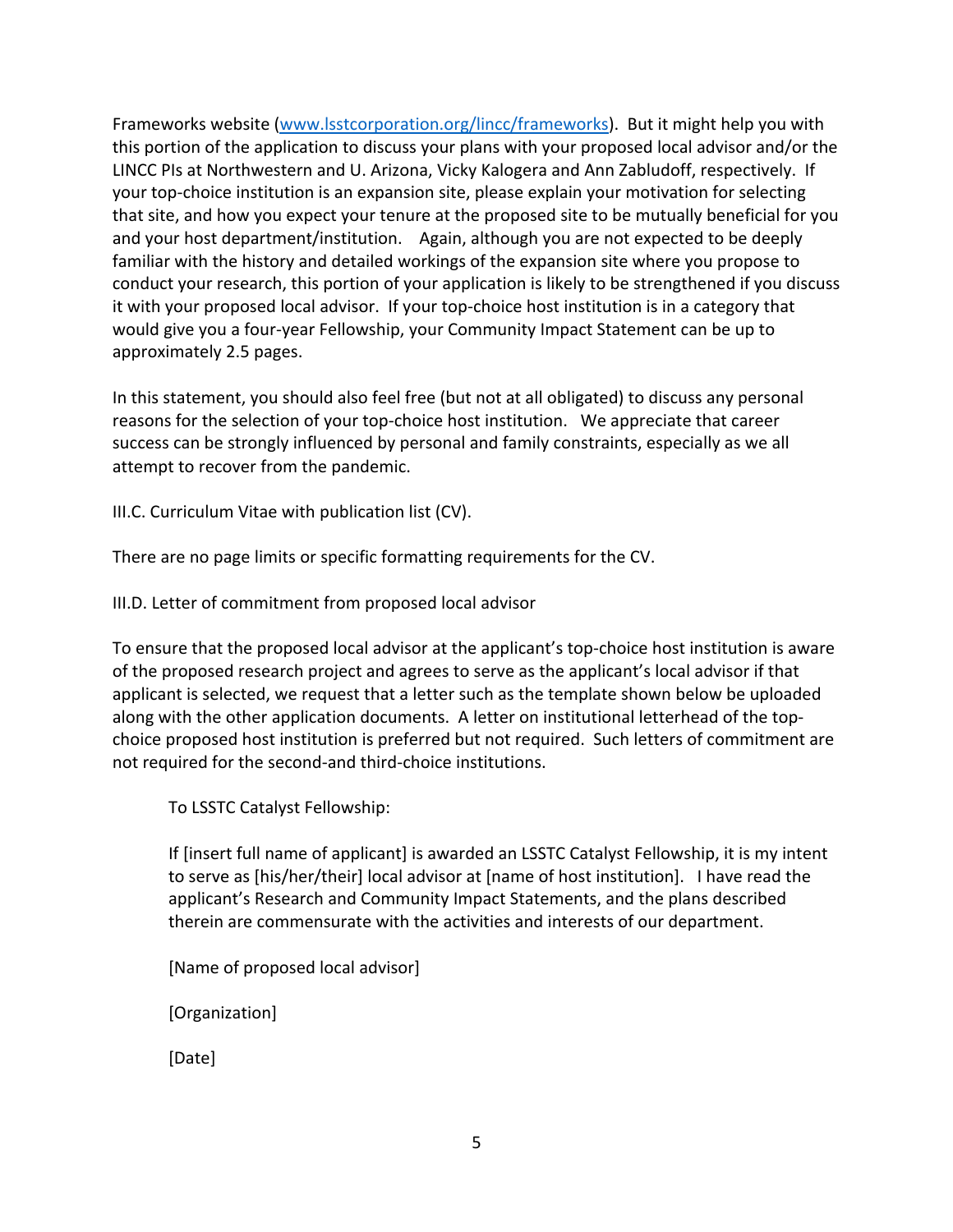Frameworks website (www.lsstcorporation.org/lincc/frameworks). But it might help you with this portion of the application to discuss your plans with your proposed local advisor and/or the LINCC PIs at Northwestern and U. Arizona, Vicky Kalogera and Ann Zabludoff, respectively. If your top-choice institution is an expansion site, please explain your motivation for selecting that site, and how you expect your tenure at the proposed site to be mutually beneficial for you and your host department/institution. Again, although you are not expected to be deeply familiar with the history and detailed workings of the expansion site where you propose to conduct your research, this portion of your application is likely to be strengthened if you discuss it with your proposed local advisor. If your top-choice host institution is in a category that would give you a four-year Fellowship, your Community Impact Statement can be up to approximately 2.5 pages.

In this statement, you should also feel free (but not at all obligated) to discuss any personal reasons for the selection of your top-choice host institution. We appreciate that career success can be strongly influenced by personal and family constraints, especially as we all attempt to recover from the pandemic.

III.C. Curriculum Vitae with publication list (CV).

There are no page limits or specific formatting requirements for the CV.

III.D. Letter of commitment from proposed local advisor

To ensure that the proposed local advisor at the applicant's top-choice host institution is aware of the proposed research project and agrees to serve as the applicant's local advisor if that applicant is selected, we request that a letter such as the template shown below be uploaded along with the other application documents. A letter on institutional letterhead of the top-choice proposed host institution is preferred but not required. Such letters of commitment are not required for the second-and third-choice institutions.

> To LSSTC Catalyst Fellowship:
>
> If [insert full name of applicant] is awarded an LSSTC Catalyst Fellowship, it is my intent to serve as [his/her/their] local advisor at [name of host institution]. I have read the applicant's Research and Community Impact Statements, and the plans described therein are commensurate with the activities and interests of our department.
>
> [Name of proposed local advisor]
>
> [Organization]
>
> [Date]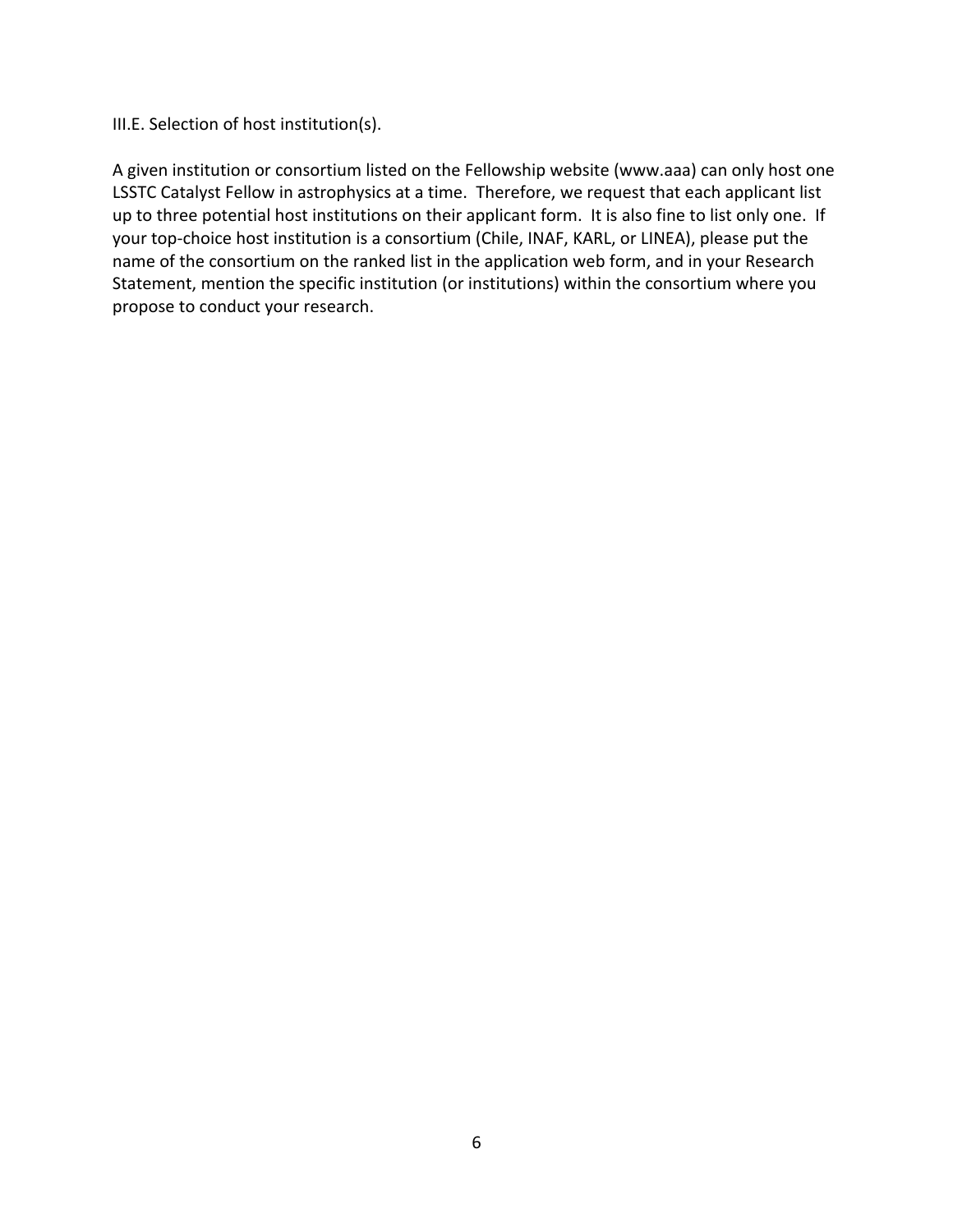III.E. Selection of host institution(s).

A given institution or consortium listed on the Fellowship website (www.aaa) can only host one LSSTC Catalyst Fellow in astrophysics at a time. Therefore, we request that each applicant list up to three potential host institutions on their applicant form. It is also fine to list only one. If your top-choice host institution is a consortium (Chile, INAF, KARL, or LINEA), please put the name of the consortium on the ranked list in the application web form, and in your Research Statement, mention the specific institution (or institutions) within the consortium where you propose to conduct your research.